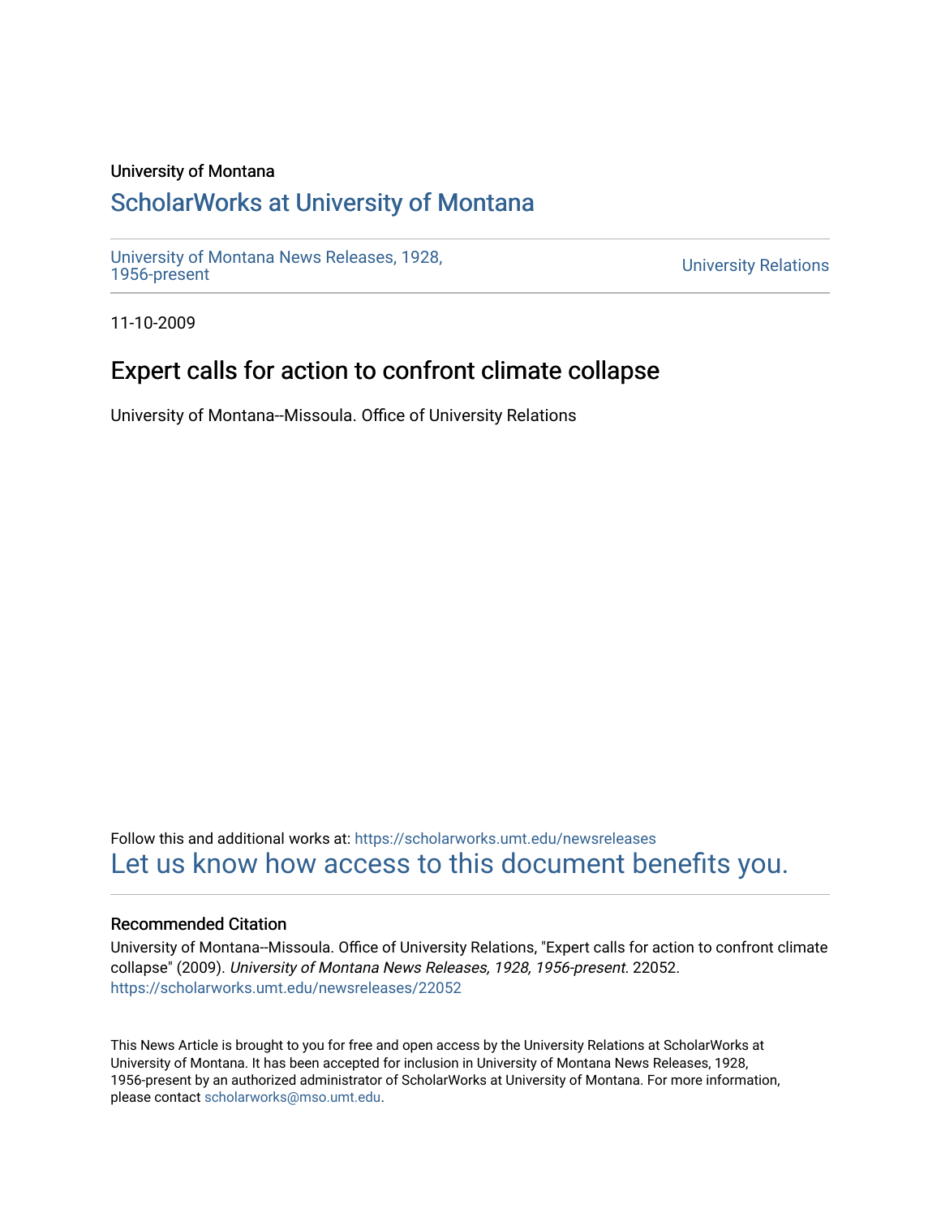University of Montana

## ScholarWorks at University of Montana

University of Montana News Releases, 1928, 1956-present

University Relations

11-10-2009

# Expert calls for action to confront climate collapse

University of Montana--Missoula. Office of University Relations

Follow this and additional works at: https://scholarworks.umt.edu/newsreleases

Let us know how access to this document benefits you.

### Recommended Citation

University of Montana--Missoula. Office of University Relations, "Expert calls for action to confront climate collapse" (2009). *University of Montana News Releases, 1928, 1956-present*. 22052.
https://scholarworks.umt.edu/newsreleases/22052

This News Article is brought to you for free and open access by the University Relations at ScholarWorks at University of Montana. It has been accepted for inclusion in University of Montana News Releases, 1928, 1956-present by an authorized administrator of ScholarWorks at University of Montana. For more information, please contact scholarworks@mso.umt.edu.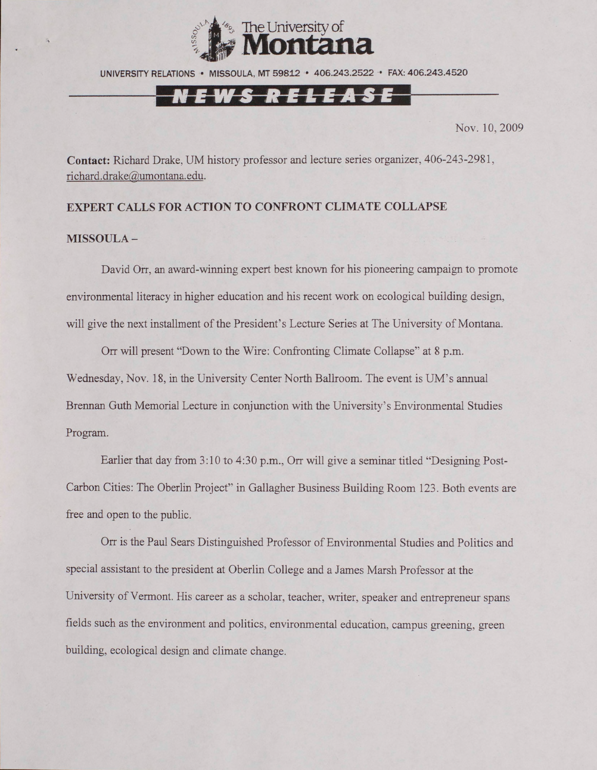The University of Montana

UNIVERSITY RELATIONS • MISSOULA, MT 59812 • 406.243.2522 • FAX: 406.243.4520

NEWS RELEASE

Nov. 10, 2009

**Contact:** Richard Drake, UM history professor and lecture series organizer, 406-243-2981, richard.drake@umontana.edu.

**EXPERT CALLS FOR ACTION TO CONFRONT CLIMATE COLLAPSE**

**MISSOULA –**

David Orr, an award-winning expert best known for his pioneering campaign to promote environmental literacy in higher education and his recent work on ecological building design, will give the next installment of the President's Lecture Series at The University of Montana.

Orr will present "Down to the Wire: Confronting Climate Collapse" at 8 p.m. Wednesday, Nov. 18, in the University Center North Ballroom. The event is UM's annual Brennan Guth Memorial Lecture in conjunction with the University's Environmental Studies Program.

Earlier that day from 3:10 to 4:30 p.m., Orr will give a seminar titled "Designing Post-Carbon Cities: The Oberlin Project" in Gallagher Business Building Room 123. Both events are free and open to the public.

Orr is the Paul Sears Distinguished Professor of Environmental Studies and Politics and special assistant to the president at Oberlin College and a James Marsh Professor at the University of Vermont. His career as a scholar, teacher, writer, speaker and entrepreneur spans fields such as the environment and politics, environmental education, campus greening, green building, ecological design and climate change.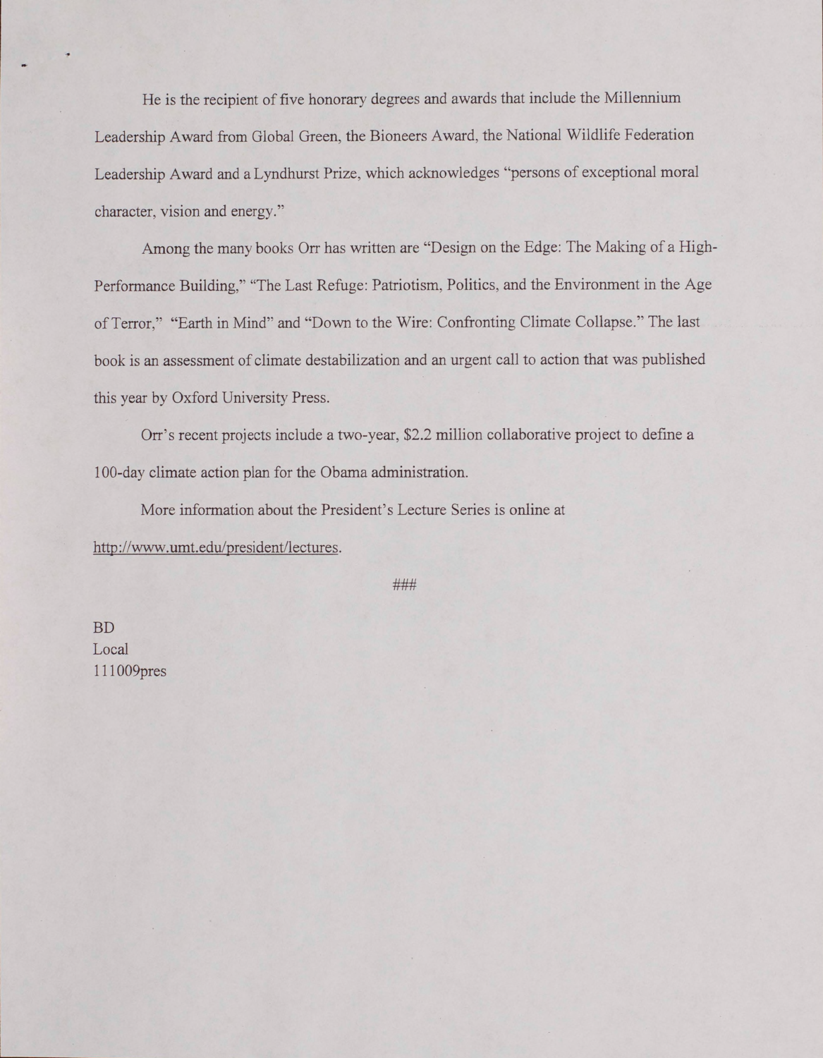He is the recipient of five honorary degrees and awards that include the Millennium Leadership Award from Global Green, the Bioneers Award, the National Wildlife Federation Leadership Award and a Lyndhurst Prize, which acknowledges "persons of exceptional moral character, vision and energy."

Among the many books Orr has written are "Design on the Edge: The Making of a High-Performance Building," "The Last Refuge: Patriotism, Politics, and the Environment in the Age of Terror," "Earth in Mind" and "Down to the Wire: Confronting Climate Collapse." The last book is an assessment of climate destabilization and an urgent call to action that was published this year by Oxford University Press.

Orr's recent projects include a two-year, $2.2 million collaborative project to define a 100-day climate action plan for the Obama administration.

More information about the President's Lecture Series is online at http://www.umt.edu/president/lectures.

###

BD
Local
111009pres